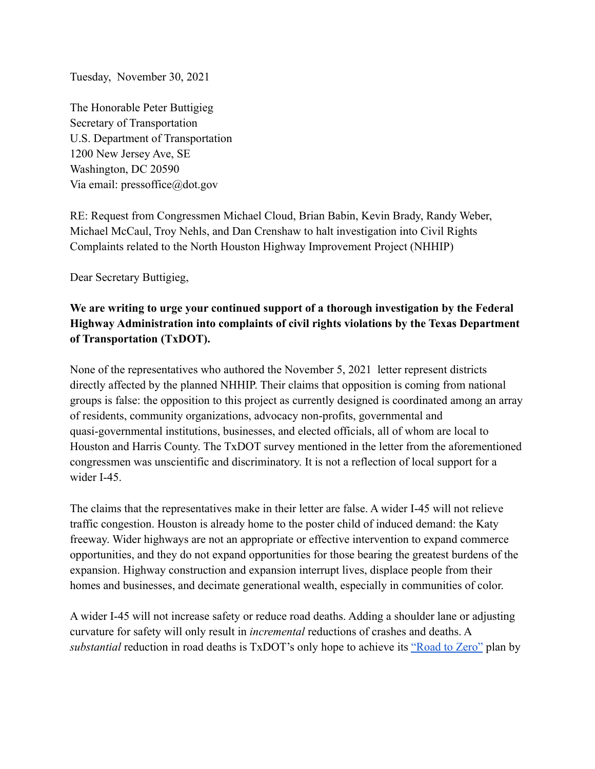Tuesday, November 30, 2021

The Honorable Peter Buttigieg
Secretary of Transportation
U.S. Department of Transportation
1200 New Jersey Ave, SE
Washington, DC 20590
Via email: pressoffice@dot.gov

RE: Request from Congressmen Michael Cloud, Brian Babin, Kevin Brady, Randy Weber, Michael McCaul, Troy Nehls, and Dan Crenshaw to halt investigation into Civil Rights Complaints related to the North Houston Highway Improvement Project (NHHIP)

Dear Secretary Buttigieg,

**We are writing to urge your continued support of a thorough investigation by the Federal Highway Administration into complaints of civil rights violations by the Texas Department of Transportation (TxDOT).**

None of the representatives who authored the November 5, 2021 letter represent districts directly affected by the planned NHHIP. Their claims that opposition is coming from national groups is false: the opposition to this project as currently designed is coordinated among an array of residents, community organizations, advocacy non-profits, governmental and quasi-governmental institutions, businesses, and elected officials, all of whom are local to Houston and Harris County. The TxDOT survey mentioned in the letter from the aforementioned congressmen was unscientific and discriminatory. It is not a reflection of local support for a wider I-45.

The claims that the representatives make in their letter are false. A wider I-45 will not relieve traffic congestion. Houston is already home to the poster child of induced demand: the Katy freeway. Wider highways are not an appropriate or effective intervention to expand commerce opportunities, and they do not expand opportunities for those bearing the greatest burdens of the expansion. Highway construction and expansion interrupt lives, displace people from their homes and businesses, and decimate generational wealth, especially in communities of color.

A wider I-45 will not increase safety or reduce road deaths. Adding a shoulder lane or adjusting curvature for safety will only result in *incremental* reductions of crashes and deaths. A *substantial* reduction in road deaths is TxDOT's only hope to achieve its "Road to Zero" plan by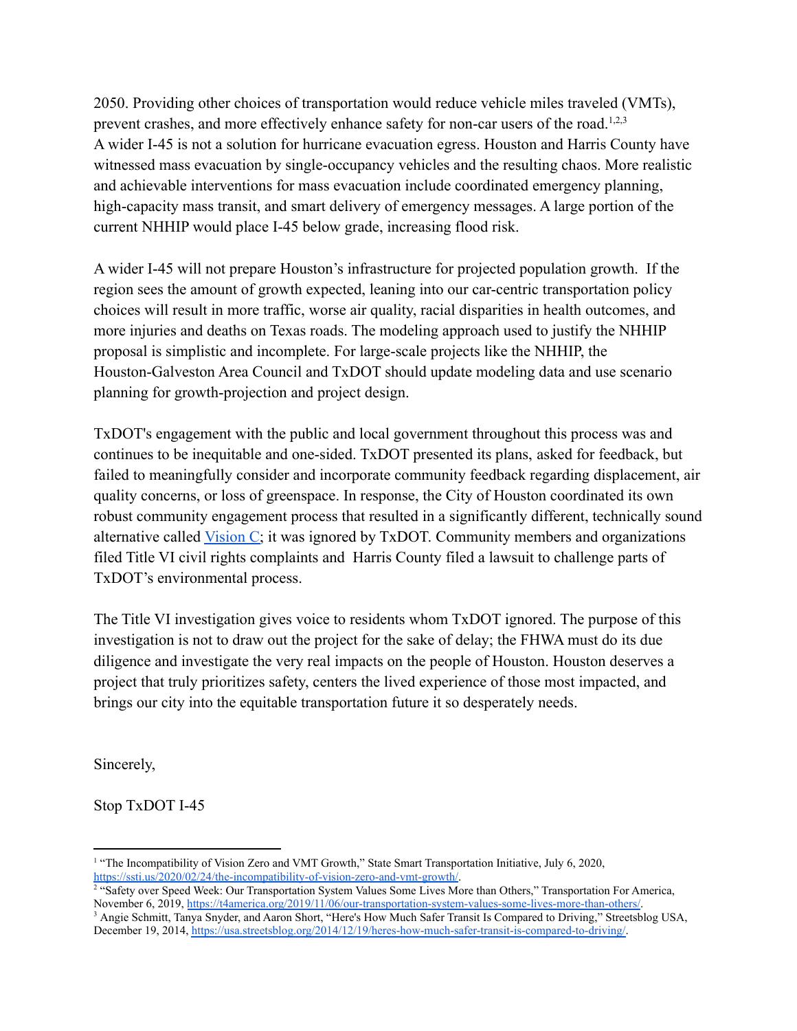2050. Providing other choices of transportation would reduce vehicle miles traveled (VMTs), prevent crashes, and more effectively enhance safety for non-car users of the road.[1,2,3]
A wider I-45 is not a solution for hurricane evacuation egress. Houston and Harris County have witnessed mass evacuation by single-occupancy vehicles and the resulting chaos. More realistic and achievable interventions for mass evacuation include coordinated emergency planning, high-capacity mass transit, and smart delivery of emergency messages. A large portion of the current NHHIP would place I-45 below grade, increasing flood risk.

A wider I-45 will not prepare Houston's infrastructure for projected population growth. If the region sees the amount of growth expected, leaning into our car-centric transportation policy choices will result in more traffic, worse air quality, racial disparities in health outcomes, and more injuries and deaths on Texas roads. The modeling approach used to justify the NHHIP proposal is simplistic and incomplete. For large-scale projects like the NHHIP, the Houston-Galveston Area Council and TxDOT should update modeling data and use scenario planning for growth-projection and project design.

TxDOT's engagement with the public and local government throughout this process was and continues to be inequitable and one-sided. TxDOT presented its plans, asked for feedback, but failed to meaningfully consider and incorporate community feedback regarding displacement, air quality concerns, or loss of greenspace. In response, the City of Houston coordinated its own robust community engagement process that resulted in a significantly different, technically sound alternative called [Vision C](); it was ignored by TxDOT. Community members and organizations filed Title VI civil rights complaints and Harris County filed a lawsuit to challenge parts of TxDOT's environmental process.

The Title VI investigation gives voice to residents whom TxDOT ignored. The purpose of this investigation is not to draw out the project for the sake of delay; the FHWA must do its due diligence and investigate the very real impacts on the people of Houston. Houston deserves a project that truly prioritizes safety, centers the lived experience of those most impacted, and brings our city into the equitable transportation future it so desperately needs.

Sincerely,

Stop TxDOT I-45

---

[1] "The Incompatibility of Vision Zero and VMT Growth," State Smart Transportation Initiative, July 6, 2020, https://ssti.us/2020/02/24/the-incompatibility-of-vision-zero-and-vmt-growth/.

[2] "Safety over Speed Week: Our Transportation System Values Some Lives More than Others," Transportation For America, November 6, 2019, https://t4america.org/2019/11/06/our-transportation-system-values-some-lives-more-than-others/.

[3] Angie Schmitt, Tanya Snyder, and Aaron Short, "Here's How Much Safer Transit Is Compared to Driving," Streetsblog USA, December 19, 2014, https://usa.streetsblog.org/2014/12/19/heres-how-much-safer-transit-is-compared-to-driving/.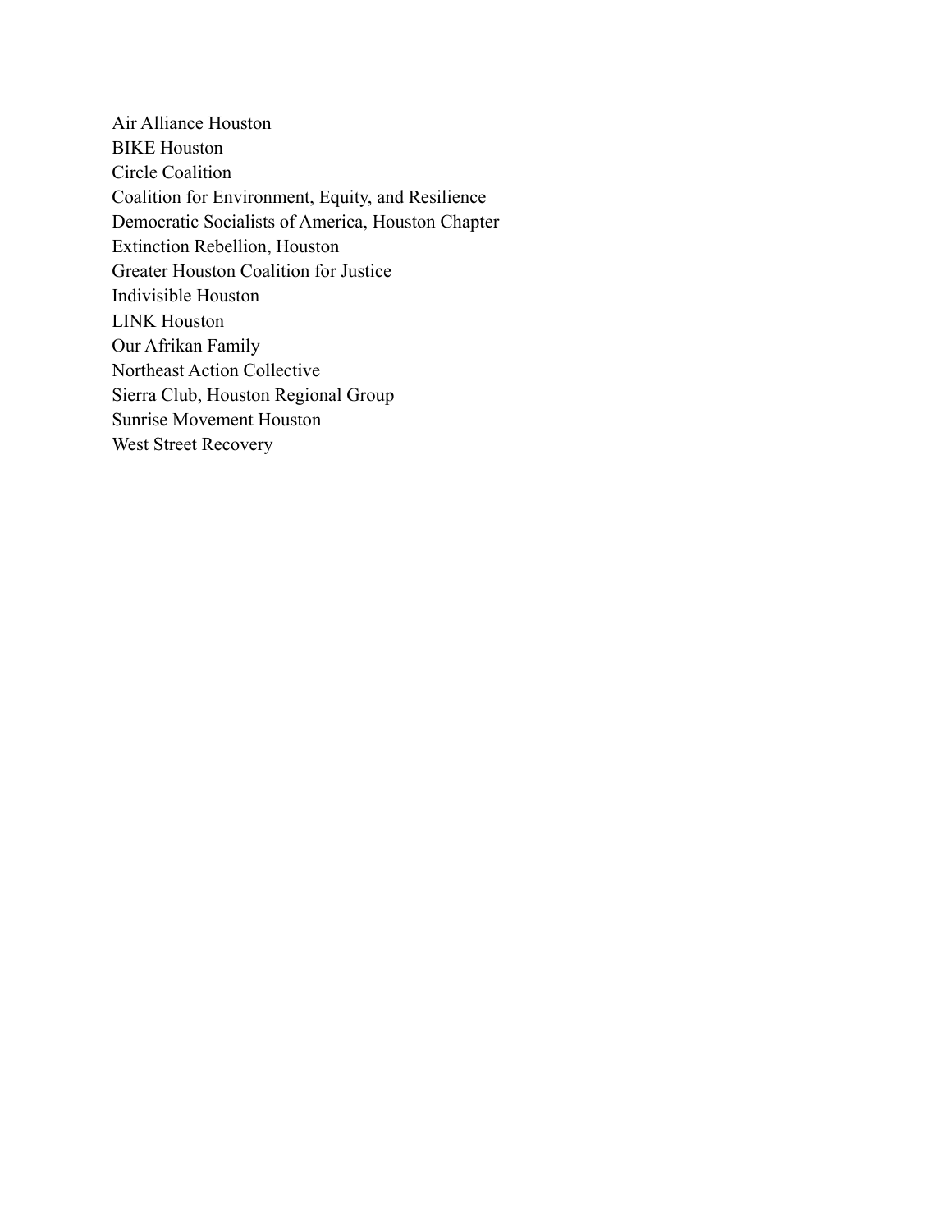Air Alliance Houston
BIKE Houston
Circle Coalition
Coalition for Environment, Equity, and Resilience
Democratic Socialists of America, Houston Chapter
Extinction Rebellion, Houston
Greater Houston Coalition for Justice
Indivisible Houston
LINK Houston
Our Afrikan Family
Northeast Action Collective
Sierra Club, Houston Regional Group
Sunrise Movement Houston
West Street Recovery